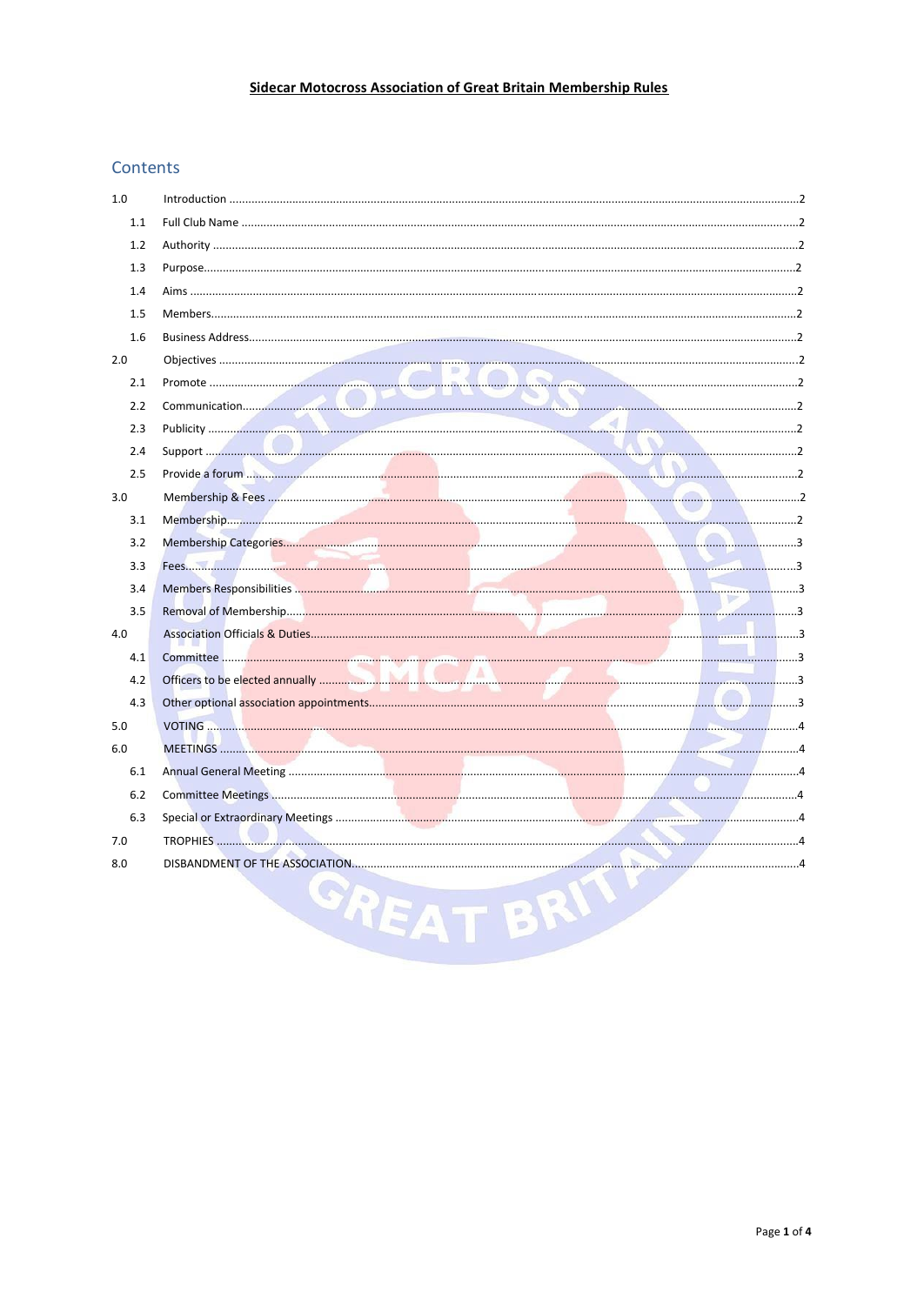**Sidecar Motocross Association of Great Britain Membership Rules**

## Contents

- 1.0 Introduction ....2
  - 1.1 Full Club Name ....2
  - 1.2 Authority ....2
  - 1.3 Purpose....2
  - 1.4 Aims ....2
  - 1.5 Members....2
  - 1.6 Business Address....2
- 2.0 Objectives ....2
  - 2.1 Promote ....2
  - 2.2 Communication....2
  - 2.3 Publicity ....2
  - 2.4 Support ....2
  - 2.5 Provide a forum ....2
- 3.0 Membership & Fees ....2
  - 3.1 Membership....2
  - 3.2 Membership Categories....3
  - 3.3 Fees....3
  - 3.4 Members Responsibilities ....3
  - 3.5 Removal of Membership....3
- 4.0 Association Officials & Duties....3
  - 4.1 Committee ....3
  - 4.2 Officers to be elected annually ....3
  - 4.3 Other optional association appointments....3
- 5.0 VOTING ....4
- 6.0 MEETINGS ....4
  - 6.1 Annual General Meeting ....4
  - 6.2 Committee Meetings ....4
  - 6.3 Special or Extraordinary Meetings ....4
- 7.0 TROPHIES ....4
- 8.0 DISBANDMENT OF THE ASSOCIATION....4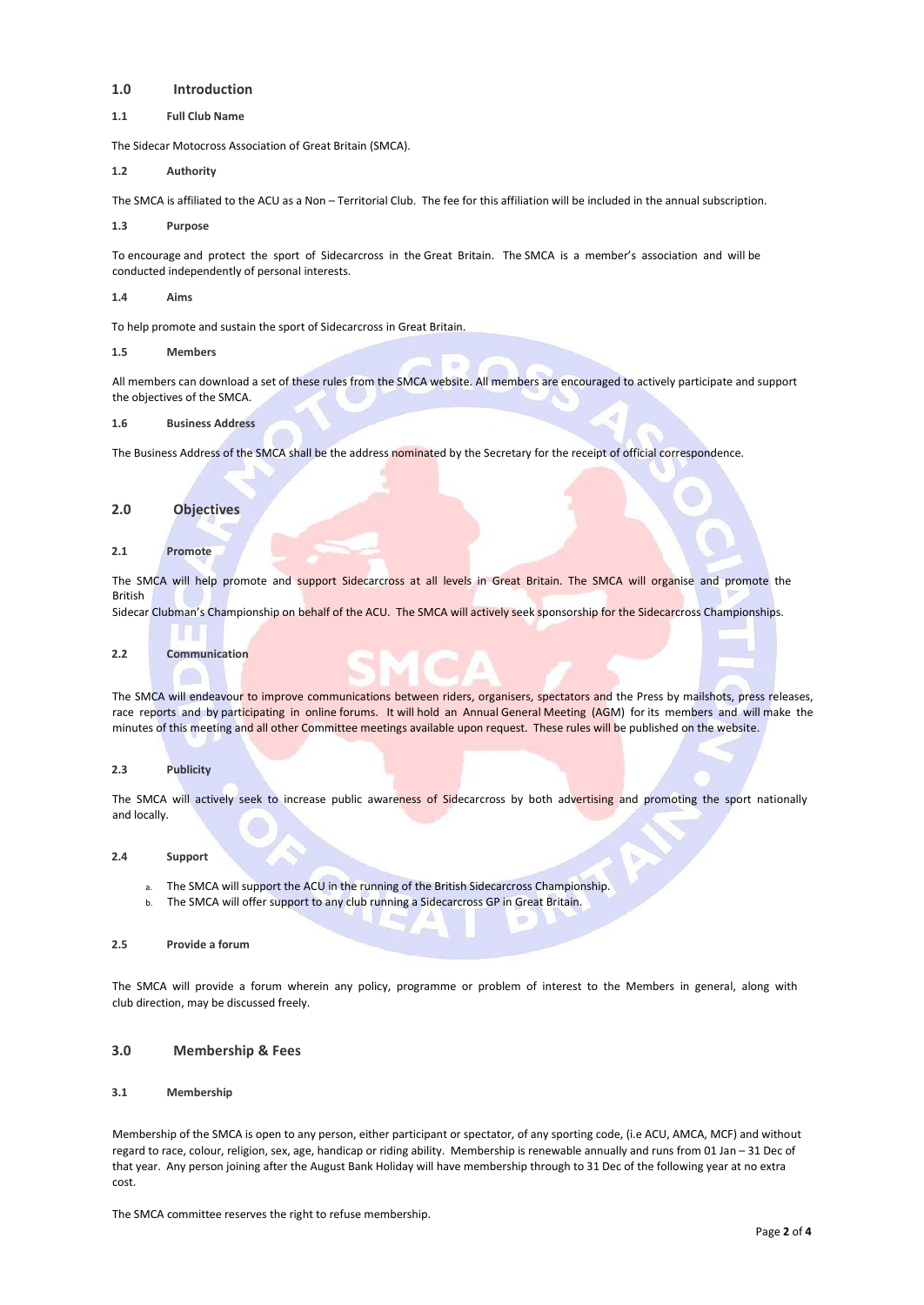## 1.0 Introduction

### 1.1 Full Club Name

The Sidecar Motocross Association of Great Britain (SMCA).

### 1.2 Authority

The SMCA is affiliated to the ACU as a Non – Territorial Club. The fee for this affiliation will be included in the annual subscription.

### 1.3 Purpose

To encourage and protect the sport of Sidecarcross in the Great Britain. The SMCA is a member's association and will be conducted independently of personal interests.

### 1.4 Aims

To help promote and sustain the sport of Sidecarcross in Great Britain.

### 1.5 Members

All members can download a set of these rules from the SMCA website. All members are encouraged to actively participate and support the objectives of the SMCA.

### 1.6 Business Address

The Business Address of the SMCA shall be the address nominated by the Secretary for the receipt of official correspondence.

## 2.0 Objectives

### 2.1 Promote

The SMCA will help promote and support Sidecarcross at all levels in Great Britain. The SMCA will organise and promote the British Sidecar Clubman's Championship on behalf of the ACU. The SMCA will actively seek sponsorship for the Sidecarcross Championships.

### 2.2 Communication

The SMCA will endeavour to improve communications between riders, organisers, spectators and the Press by mailshots, press releases, race reports and by participating in online forums. It will hold an Annual General Meeting (AGM) for its members and will make the minutes of this meeting and all other Committee meetings available upon request. These rules will be published on the website.

### 2.3 Publicity

The SMCA will actively seek to increase public awareness of Sidecarcross by both advertising and promoting the sport nationally and locally.

### 2.4 Support

a. The SMCA will support the ACU in the running of the British Sidecarcross Championship.
b. The SMCA will offer support to any club running a Sidecarcross GP in Great Britain.

### 2.5 Provide a forum

The SMCA will provide a forum wherein any policy, programme or problem of interest to the Members in general, along with club direction, may be discussed freely.

## 3.0 Membership & Fees

### 3.1 Membership

Membership of the SMCA is open to any person, either participant or spectator, of any sporting code, (i.e ACU, AMCA, MCF) and without regard to race, colour, religion, sex, age, handicap or riding ability. Membership is renewable annually and runs from 01 Jan – 31 Dec of that year. Any person joining after the August Bank Holiday will have membership through to 31 Dec of the following year at no extra cost.

The SMCA committee reserves the right to refuse membership.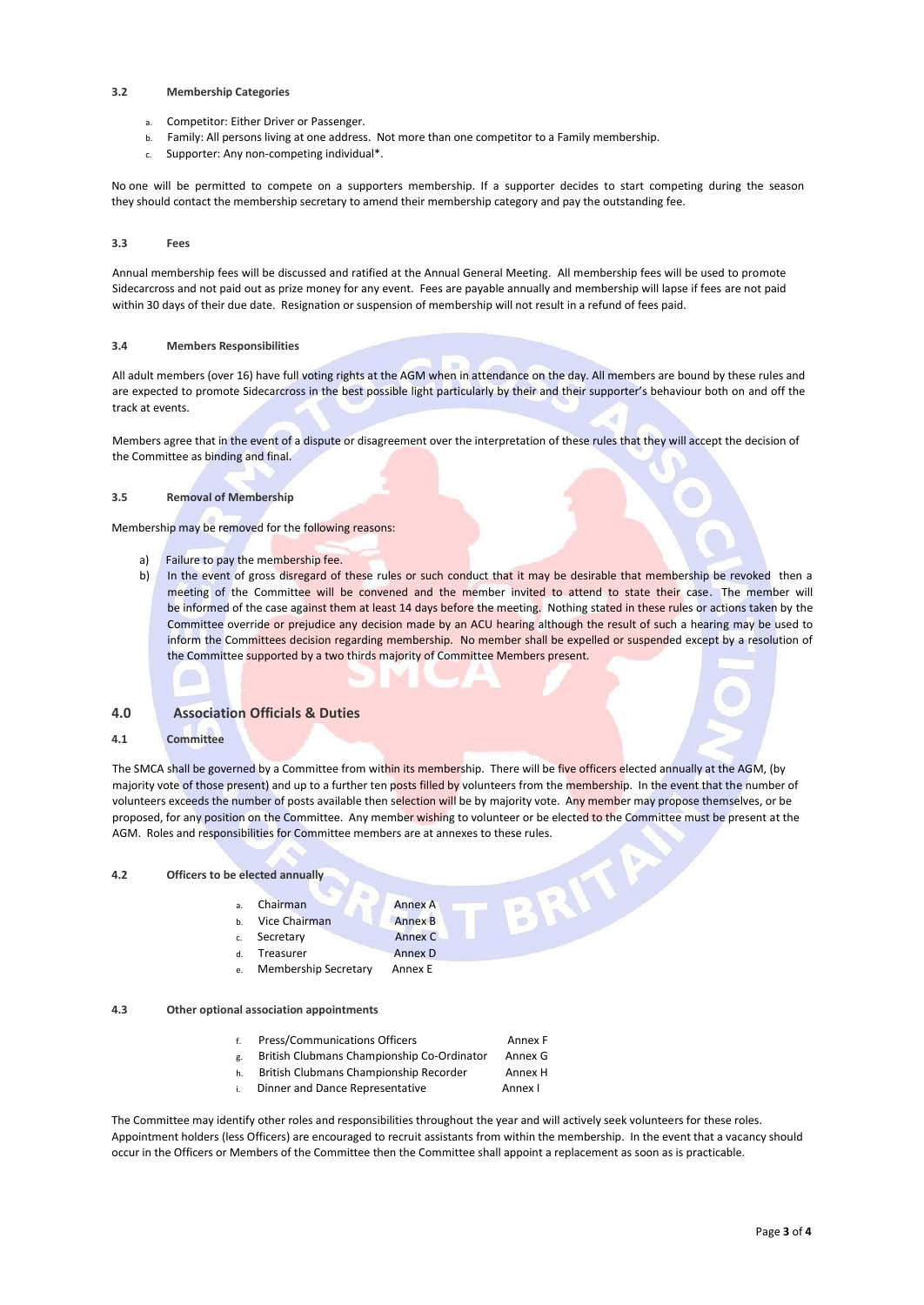### 3.2 Membership Categories

a. Competitor: Either Driver or Passenger.
b. Family: All persons living at one address. Not more than one competitor to a Family membership.
c. Supporter: Any non-competing individual*.

No one will be permitted to compete on a supporters membership. If a supporter decides to start competing during the season they should contact the membership secretary to amend their membership category and pay the outstanding fee.

### 3.3 Fees

Annual membership fees will be discussed and ratified at the Annual General Meeting. All membership fees will be used to promote Sidecarcross and not paid out as prize money for any event. Fees are payable annually and membership will lapse if fees are not paid within 30 days of their due date. Resignation or suspension of membership will not result in a refund of fees paid.

### 3.4 Members Responsibilities

All adult members (over 16) have full voting rights at the AGM when in attendance on the day. All members are bound by these rules and are expected to promote Sidecarcross in the best possible light particularly by their and their supporter's behaviour both on and off the track at events.

Members agree that in the event of a dispute or disagreement over the interpretation of these rules that they will accept the decision of the Committee as binding and final.

### 3.5 Removal of Membership

Membership may be removed for the following reasons:

a) Failure to pay the membership fee.
b) In the event of gross disregard of these rules or such conduct that it may be desirable that membership be revoked then a meeting of the Committee will be convened and the member invited to attend to state their case. The member will be informed of the case against them at least 14 days before the meeting. Nothing stated in these rules or actions taken by the Committee override or prejudice any decision made by an ACU hearing although the result of such a hearing may be used to inform the Committees decision regarding membership. No member shall be expelled or suspended except by a resolution of the Committee supported by a two thirds majority of Committee Members present.

## 4.0 Association Officials & Duties

### 4.1 Committee

The SMCA shall be governed by a Committee from within its membership. There will be five officers elected annually at the AGM, (by majority vote of those present) and up to a further ten posts filled by volunteers from the membership. In the event that the number of volunteers exceeds the number of posts available then selection will be by majority vote. Any member may propose themselves, or be proposed, for any position on the Committee. Any member wishing to volunteer or be elected to the Committee must be present at the AGM. Roles and responsibilities for Committee members are at annexes to these rules.

### 4.2 Officers to be elected annually

a. Chairman — Annex A
b. Vice Chairman — Annex B
c. Secretary — Annex C
d. Treasurer — Annex D
e. Membership Secretary — Annex E

### 4.3 Other optional association appointments

f. Press/Communications Officers — Annex F
g. British Clubmans Championship Co-Ordinator — Annex G
h. British Clubmans Championship Recorder — Annex H
i. Dinner and Dance Representative — Annex I

The Committee may identify other roles and responsibilities throughout the year and will actively seek volunteers for these roles. Appointment holders (less Officers) are encouraged to recruit assistants from within the membership. In the event that a vacancy should occur in the Officers or Members of the Committee then the Committee shall appoint a replacement as soon as is practicable.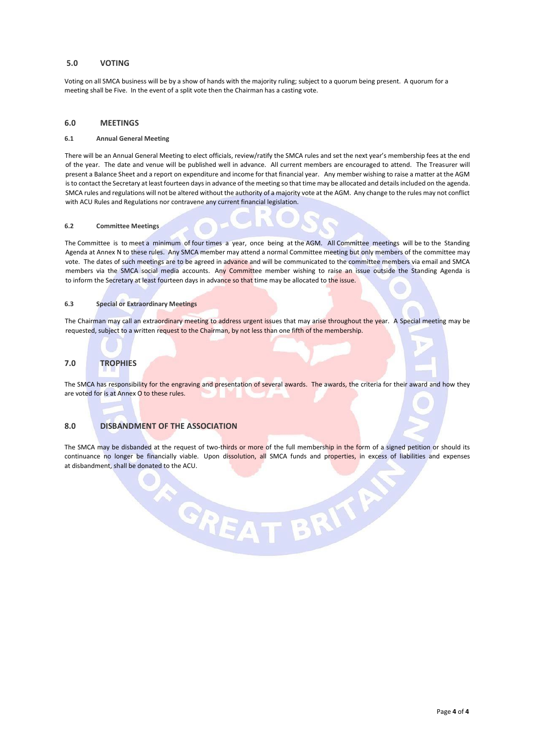## 5.0 VOTING

Voting on all SMCA business will be by a show of hands with the majority ruling; subject to a quorum being present. A quorum for a meeting shall be Five. In the event of a split vote then the Chairman has a casting vote.

## 6.0 MEETINGS

### 6.1 Annual General Meeting

There will be an Annual General Meeting to elect officials, review/ratify the SMCA rules and set the next year's membership fees at the end of the year. The date and venue will be published well in advance. All current members are encouraged to attend. The Treasurer will present a Balance Sheet and a report on expenditure and income for that financial year. Any member wishing to raise a matter at the AGM is to contact the Secretary at least fourteen days in advance of the meeting so that time may be allocated and details included on the agenda. SMCA rules and regulations will not be altered without the authority of a majority vote at the AGM. Any change to the rules may not conflict with ACU Rules and Regulations nor contravene any current financial legislation.

### 6.2 Committee Meetings

The Committee is to meet a minimum of four times a year, once being at the AGM. All Committee meetings will be to the Standing Agenda at Annex N to these rules. Any SMCA member may attend a normal Committee meeting but only members of the committee may vote. The dates of such meetings are to be agreed in advance and will be communicated to the committee members via email and SMCA members via the SMCA social media accounts. Any Committee member wishing to raise an issue outside the Standing Agenda is to inform the Secretary at least fourteen days in advance so that time may be allocated to the issue.

### 6.3 Special or Extraordinary Meetings

The Chairman may call an extraordinary meeting to address urgent issues that may arise throughout the year. A Special meeting may be requested, subject to a written request to the Chairman, by not less than one fifth of the membership.

## 7.0 TROPHIES

The SMCA has responsibility for the engraving and presentation of several awards. The awards, the criteria for their award and how they are voted for is at Annex O to these rules.

## 8.0 DISBANDMENT OF THE ASSOCIATION

The SMCA may be disbanded at the request of two-thirds or more of the full membership in the form of a signed petition or should its continuance no longer be financially viable. Upon dissolution, all SMCA funds and properties, in excess of liabilities and expenses at disbandment, shall be donated to the ACU.